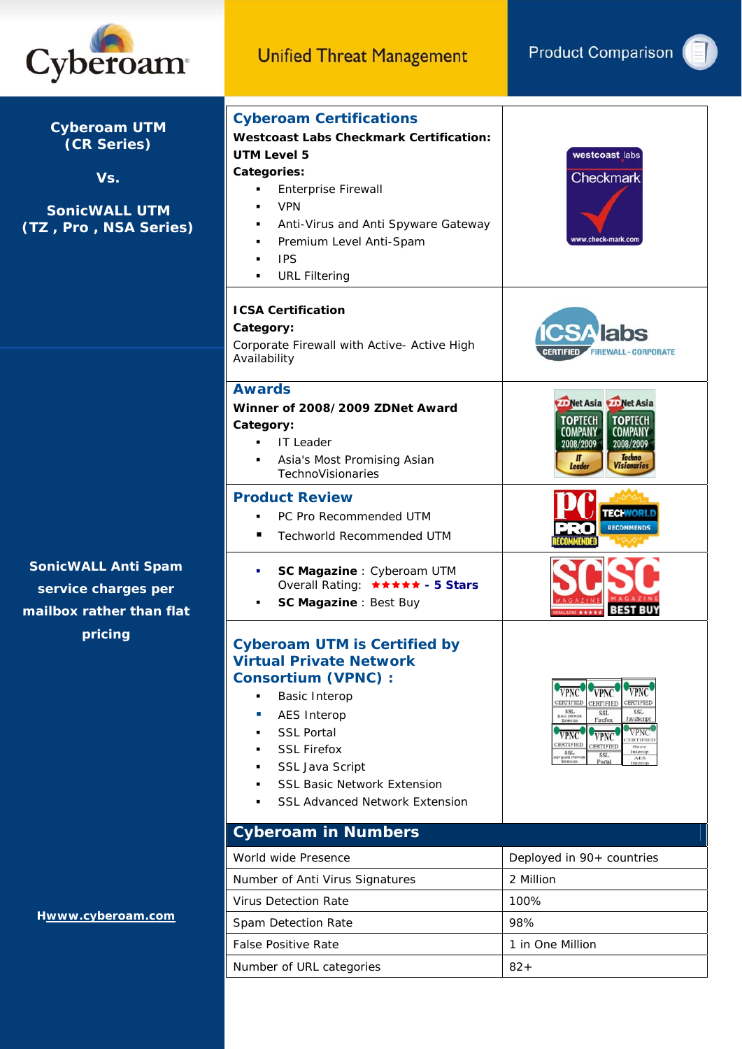Cyberoam

Unified Threat Management

Product Comparison

**Cyberoam UTM (CR Series)**

**Vs.**

**SonicWALL UTM (TZ , Pro , NSA Series)**

## Cyberoam Certifications

**Westcoast Labs Checkmark Certification: UTM Level 5**

**Categories:**

- Enterprise Firewall
- VPN
- Anti-Virus and Anti Spyware Gateway
- Premium Level Anti-Spam
- IPS
- URL Filtering

**ICSA Certification**

**Category:**

Corporate Firewall with Active- Active High Availability

## Awards

**Winner of 2008/2009 ZDNet Award**

**Category:**

- IT Leader
- Asia's Most Promising Asian TechnoVisionaries

## Product Review

- PC Pro Recommended UTM
- Techworld Recommended UTM

- **SC Magazine** : Cyberoam UTM Overall Rating: ★★★★★ - 5 Stars
- **SC Magazine** : Best Buy

**SonicWALL Anti Spam service charges per mailbox rather than flat pricing**

## Cyberoam UTM is Certified by Virtual Private Network Consortium (VPNC) :

- Basic Interop
- AES Interop
- SSL Portal
- SSL Firefox
- SSL Java Script
- SSL Basic Network Extension
- SSL Advanced Network Extension

## Cyberoam in Numbers

| | |
|---|---|
| World wide Presence | Deployed in 90+ countries |
| Number of Anti Virus Signatures | 2 Million |
| Virus Detection Rate | 100% |
| Spam Detection Rate | 98% |
| False Positive Rate | 1 in One Million |
| Number of URL categories | 82+ |

Hwww.cyberoam.com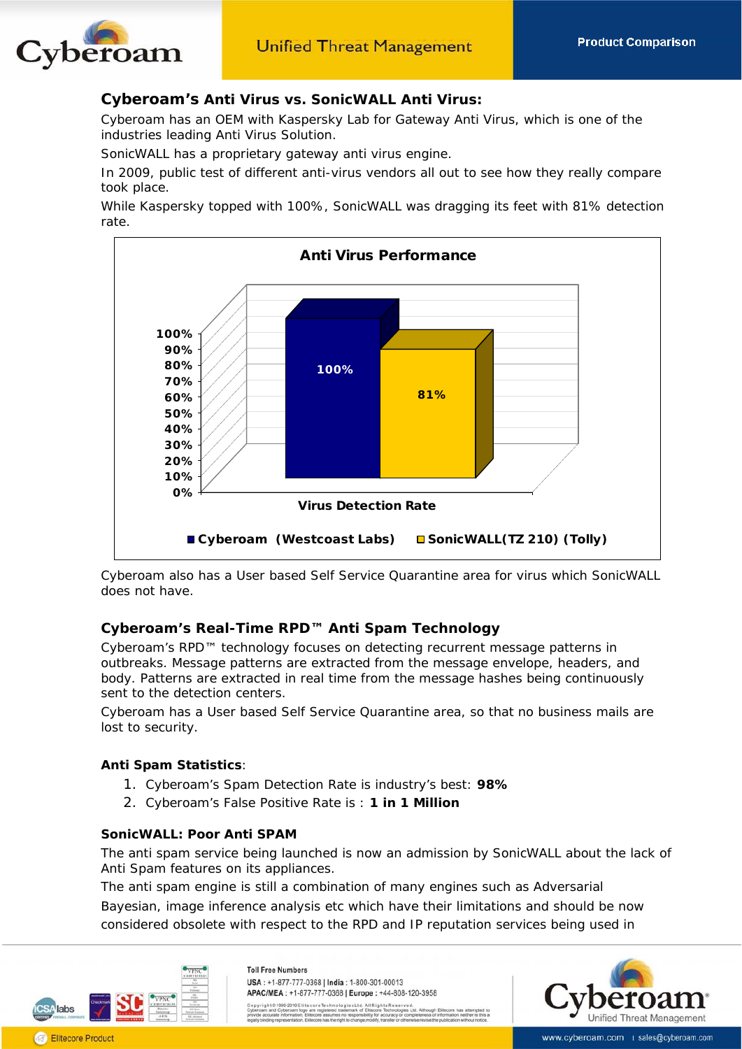## Cyberoam's Anti Virus vs. SonicWALL Anti Virus:

Cyberoam has an OEM with Kaspersky Lab for Gateway Anti Virus, which is one of the industries leading Anti Virus Solution.

SonicWALL has a proprietary gateway anti virus engine.

In 2009, public test of different anti-virus vendors all out to see how they really compare took place.

While Kaspersky topped with 100%, SonicWALL was dragging its feet with 81% detection rate.

**Anti Virus Performance**

| Virus Detection Rate | |
|---|---|
| Cyberoam (Westcoast Labs) | 100% |
| SonicWALL(TZ 210) (Tolly) | 81% |

Cyberoam also has a User based Self Service Quarantine area for virus which SonicWALL does not have.

## Cyberoam's Real-Time RPD™ Anti Spam Technology

Cyberoam's RPD™ technology focuses on detecting recurrent message patterns in outbreaks. Message patterns are extracted from the message envelope, headers, and body. Patterns are extracted in real time from the message hashes being continuously sent to the detection centers.

Cyberoam has a User based Self Service Quarantine area, so that no business mails are lost to security.

**Anti Spam Statistics**:

1. Cyberoam's Spam Detection Rate is industry's best: **98%**
2. Cyberoam's False Positive Rate is : **1 in 1 Million**

**SonicWALL: Poor Anti SPAM**

The anti spam service being launched is now an admission by SonicWALL about the lack of Anti Spam features on its appliances.

The anti spam engine is still a combination of many engines such as Adversarial Bayesian, image inference analysis etc which have their limitations and should be now considered obsolete with respect to the RPD and IP reputation services being used in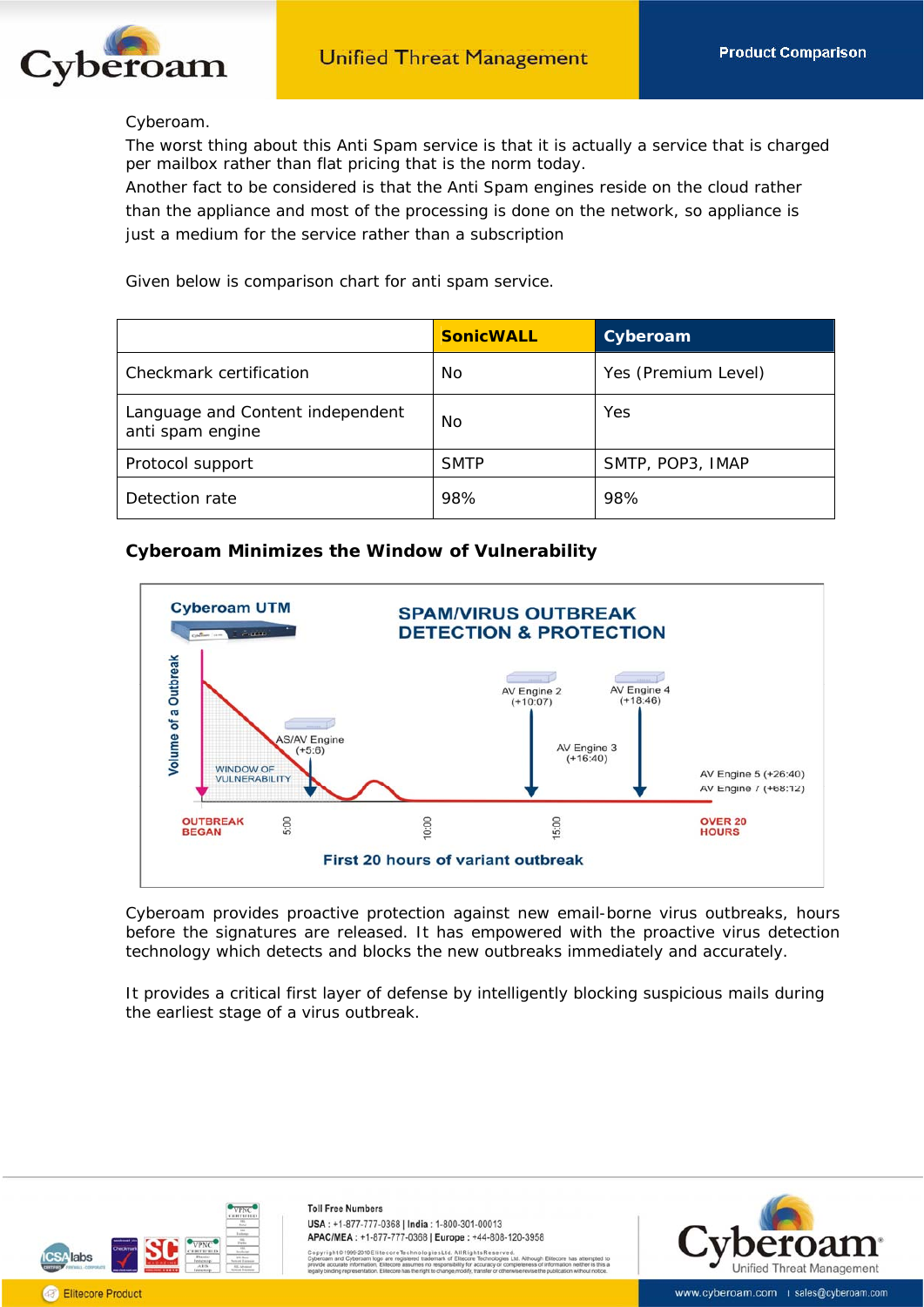Cyberoam.

The worst thing about this Anti Spam service is that it is actually a service that is charged per mailbox rather than flat pricing that is the norm today.

Another fact to be considered is that the Anti Spam engines reside on the cloud rather than the appliance and most of the processing is done on the network, so appliance is just a medium for the service rather than a subscription

Given below is comparison chart for anti spam service.

| | SonicWALL | Cyberoam |
|---|---|---|
| Checkmark certification | No | Yes (Premium Level) |
| Language and Content independent anti spam engine | No | Yes |
| Protocol support | SMTP | SMTP, POP3, IMAP |
| Detection rate | 98% | 98% |

### Cyberoam Minimizes the Window of Vulnerability

Cyberoam provides proactive protection against new email-borne virus outbreaks, hours before the signatures are released. It has empowered with the proactive virus detection technology which detects and blocks the new outbreaks immediately and accurately.

It provides a critical first layer of defense by intelligently blocking suspicious mails during the earliest stage of a virus outbreak.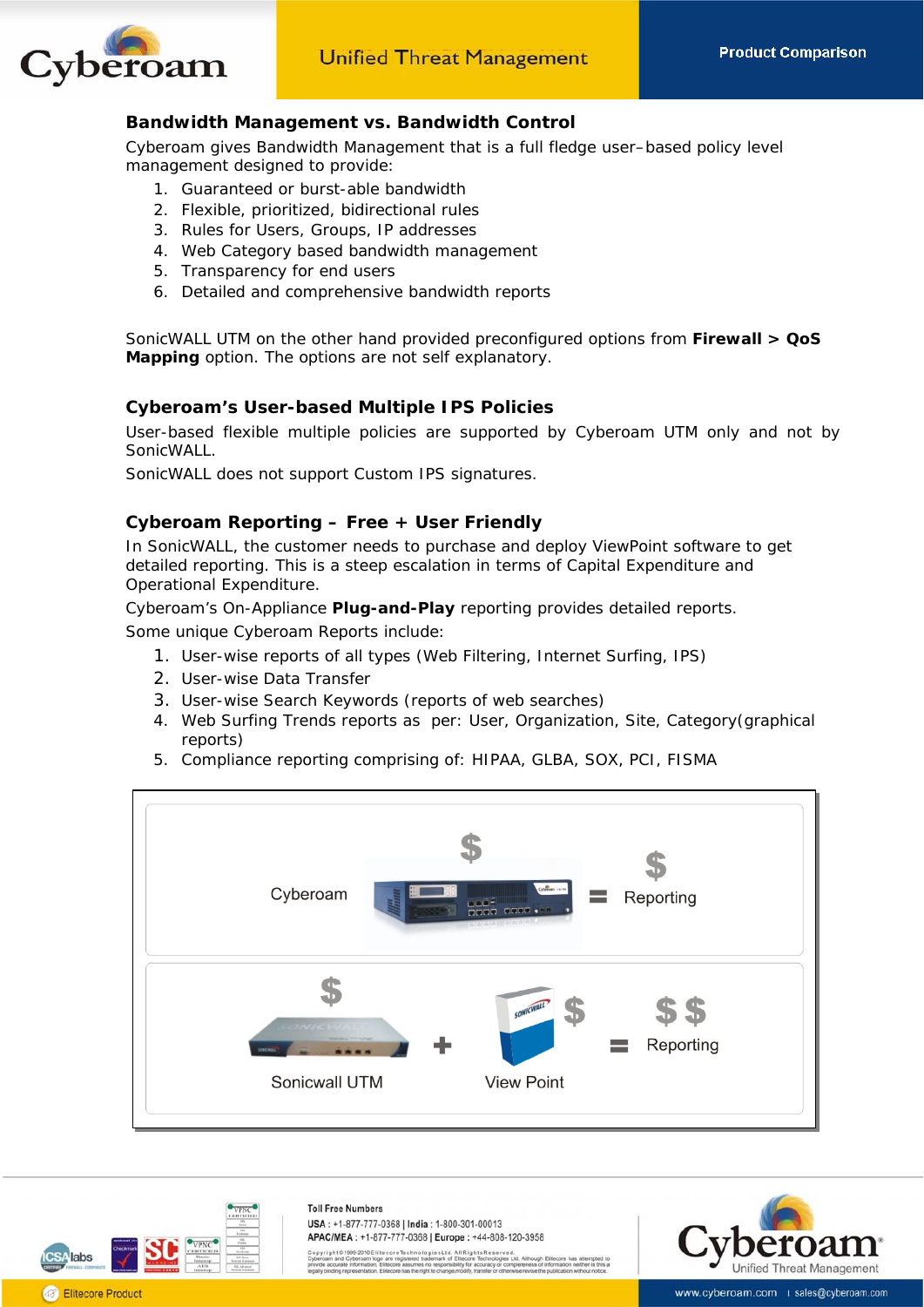## Bandwidth Management vs. Bandwidth Control

Cyberoam gives Bandwidth Management that is a full fledge user–based policy level management designed to provide:

1. Guaranteed or burst-able bandwidth
2. Flexible, prioritized, bidirectional rules
3. Rules for Users, Groups, IP addresses
4. Web Category based bandwidth management
5. Transparency for end users
6. Detailed and comprehensive bandwidth reports

SonicWALL UTM on the other hand provided preconfigured options from **Firewall > QoS Mapping** option. The options are not self explanatory.

## Cyberoam's User-based Multiple IPS Policies

User-based flexible multiple policies are supported by Cyberoam UTM only and not by SonicWALL.

SonicWALL does not support Custom IPS signatures.

## Cyberoam Reporting – Free + User Friendly

In SonicWALL, the customer needs to purchase and deploy ViewPoint software to get detailed reporting. This is a steep escalation in terms of Capital Expenditure and Operational Expenditure.

Cyberoam's On-Appliance **Plug-and-Play** reporting provides detailed reports.

Some unique Cyberoam Reports include:

1. User-wise reports of all types (Web Filtering, Internet Surfing, IPS)
2. User-wise Data Transfer
3. User-wise Search Keywords (reports of web searches)
4. Web Surfing Trends reports as per: User, Organization, Site, Category(graphical reports)
5. Compliance reporting comprising of: HIPAA, GLBA, SOX, PCI, FISMA

Cyberoam $ = $ Reporting

Sonicwall UTM $ + View Point $ = $ $ Reporting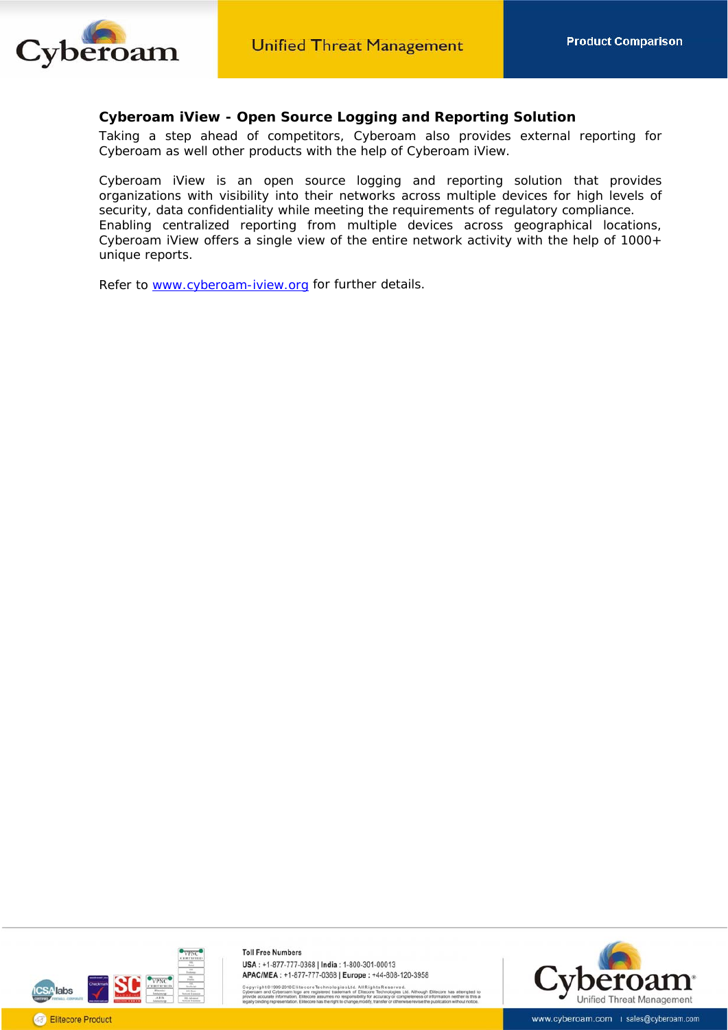## Cyberoam iView - Open Source Logging and Reporting Solution

Taking a step ahead of competitors, Cyberoam also provides external reporting for Cyberoam as well other products with the help of Cyberoam iView.

Cyberoam iView is an open source logging and reporting solution that provides organizations with visibility into their networks across multiple devices for high levels of security, data confidentiality while meeting the requirements of regulatory compliance. Enabling centralized reporting from multiple devices across geographical locations, Cyberoam iView offers a single view of the entire network activity with the help of 1000+ unique reports.

Refer to [www.cyberoam-iview.org](http://www.cyberoam-iview.org) for further details.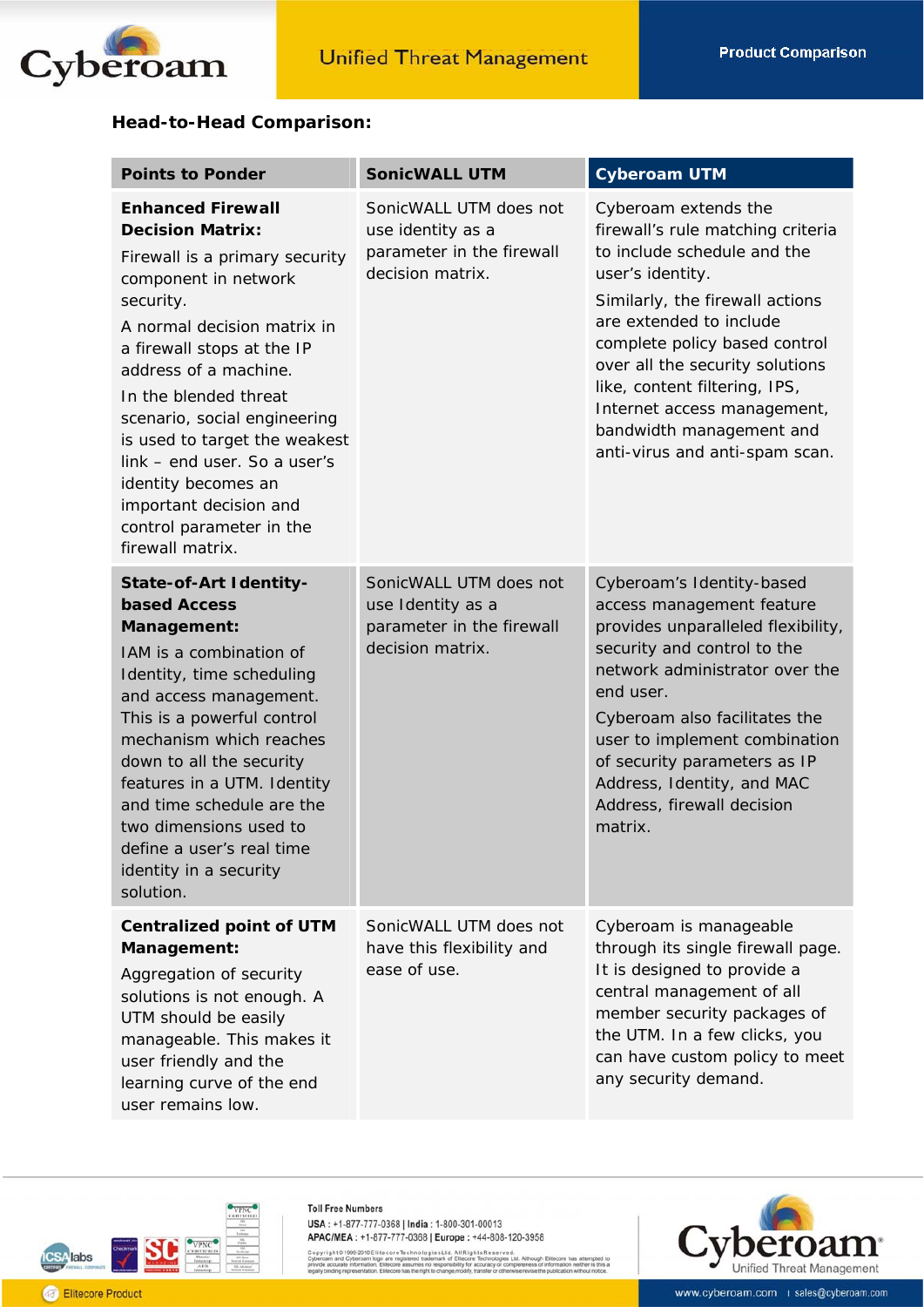**Head-to-Head Comparison:**

| Points to Ponder | SonicWALL UTM | Cyberoam UTM |
|---|---|---|
| **Enhanced Firewall Decision Matrix:** Firewall is a primary security component in network security. A normal decision matrix in a firewall stops at the IP address of a machine. In the blended threat scenario, social engineering is used to target the weakest link – end user. So a user's identity becomes an important decision and control parameter in the firewall matrix. | SonicWALL UTM does not use identity as a parameter in the firewall decision matrix. | Cyberoam extends the firewall's rule matching criteria to include schedule and the user's identity. Similarly, the firewall actions are extended to include complete policy based control over all the security solutions like, content filtering, IPS, Internet access management, bandwidth management and anti-virus and anti-spam scan. |
| **State-of-Art Identity-based Access Management:** IAM is a combination of Identity, time scheduling and access management. This is a powerful control mechanism which reaches down to all the security features in a UTM. Identity and time schedule are the two dimensions used to define a user's real time identity in a security solution. | SonicWALL UTM does not use Identity as a parameter in the firewall decision matrix. | Cyberoam's Identity-based access management feature provides unparalleled flexibility, security and control to the network administrator over the end user. Cyberoam also facilitates the user to implement combination of security parameters as IP Address, Identity, and MAC Address, firewall decision matrix. |
| **Centralized point of UTM Management:** Aggregation of security solutions is not enough. A UTM should be easily manageable. This makes it user friendly and the learning curve of the end user remains low. | SonicWALL UTM does not have this flexibility and ease of use. | Cyberoam is manageable through its single firewall page. It is designed to provide a central management of all member security packages of the UTM. In a few clicks, you can have custom policy to meet any security demand. |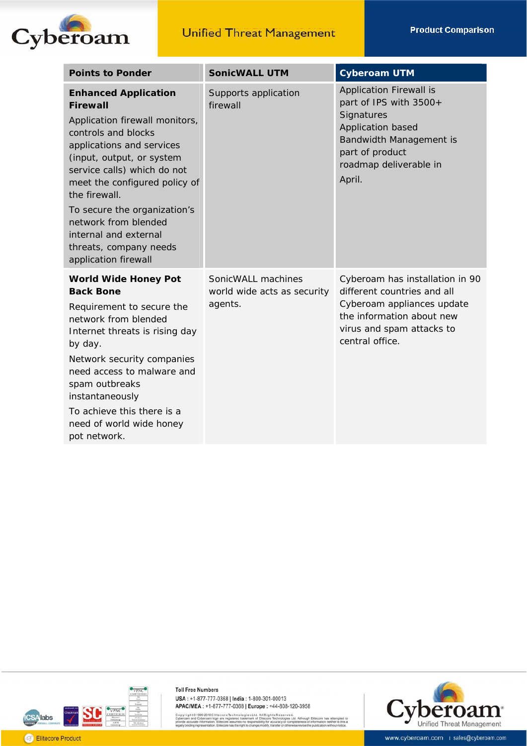| Points to Ponder | SonicWALL UTM | Cyberoam UTM |
|---|---|---|
| **Enhanced Application Firewall**<br>Application firewall monitors, controls and blocks applications and services (input, output, or system service calls) which do not meet the configured policy of the firewall.<br>To secure the organization's network from blended internal and external threats, company needs application firewall | Supports application firewall | Application Firewall is part of IPS with 3500+ Signatures<br>Application based Bandwidth Management is part of product roadmap deliverable in April. |
| **World Wide Honey Pot Back Bone**<br>Requirement to secure the network from blended Internet threats is rising day by day.<br>Network security companies need access to malware and spam outbreaks instantaneously<br>To achieve this there is a need of world wide honey pot network. | SonicWALL machines world wide acts as security agents. | Cyberoam has installation in 90 different countries and all Cyberoam appliances update the information about new virus and spam attacks to central office. |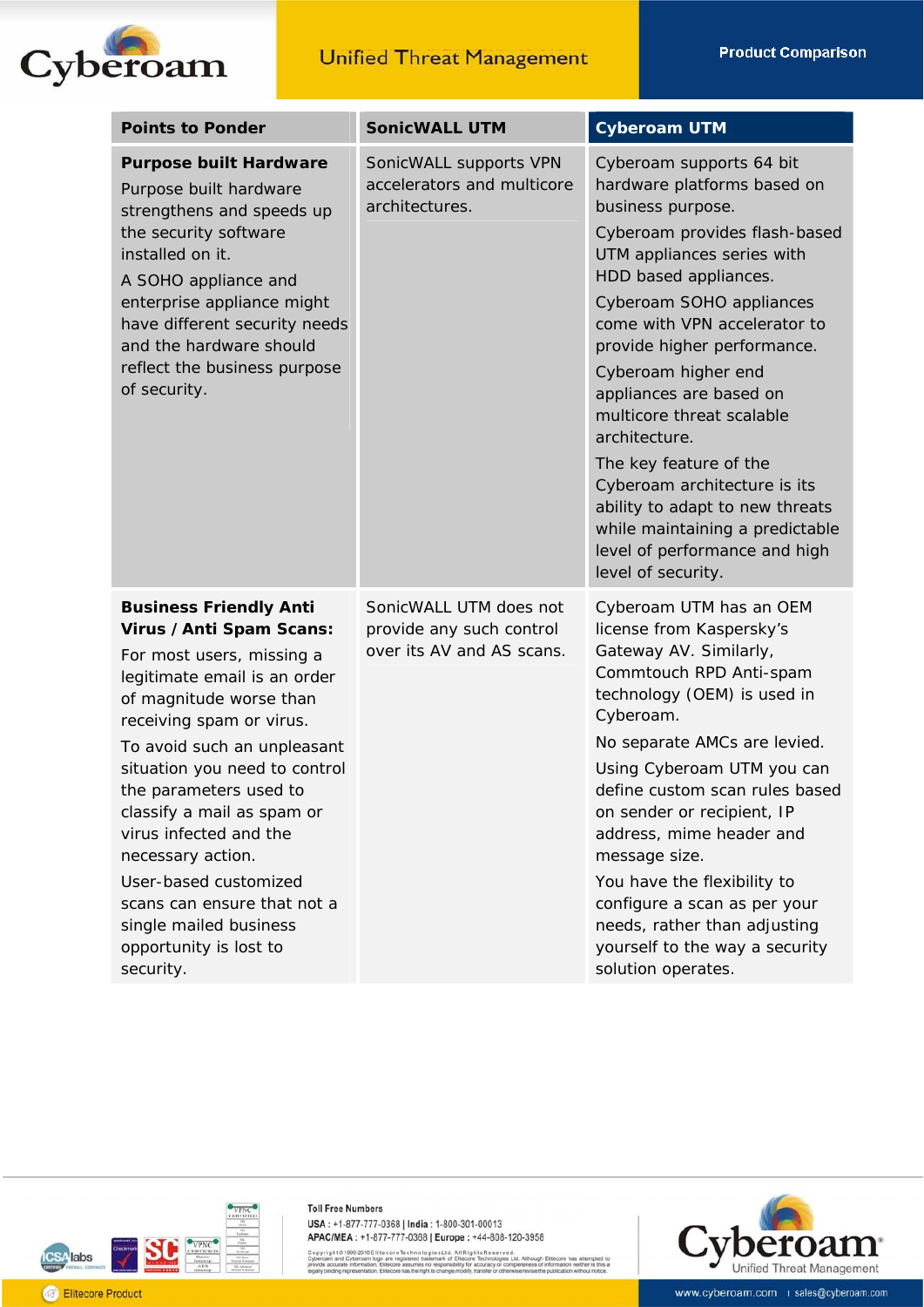| Points to Ponder | SonicWALL UTM | Cyberoam UTM |
|---|---|---|
| **Purpose built Hardware**<br>Purpose built hardware strengthens and speeds up the security software installed on it.<br>A SOHO appliance and enterprise appliance might have different security needs and the hardware should reflect the business purpose of security. | SonicWALL supports VPN accelerators and multicore architectures. | Cyberoam supports 64 bit hardware platforms based on business purpose.<br>Cyberoam provides flash-based UTM appliances series with HDD based appliances.<br>Cyberoam SOHO appliances come with VPN accelerator to provide higher performance.<br>Cyberoam higher end appliances are based on multicore threat scalable architecture.<br>The key feature of the Cyberoam architecture is its ability to adapt to new threats while maintaining a predictable level of performance and high level of security. |
| **Business Friendly Anti Virus / Anti Spam Scans:**<br>For most users, missing a legitimate email is an order of magnitude worse than receiving spam or virus.<br>To avoid such an unpleasant situation you need to control the parameters used to classify a mail as spam or virus infected and the necessary action.<br>User-based customized scans can ensure that not a single mailed business opportunity is lost to security. | SonicWALL UTM does not provide any such control over its AV and AS scans. | Cyberoam UTM has an OEM license from Kaspersky's Gateway AV. Similarly, Commtouch RPD Anti-spam technology (OEM) is used in Cyberoam.<br>No separate AMCs are levied.<br>Using Cyberoam UTM you can define custom scan rules based on sender or recipient, IP address, mime header and message size.<br>You have the flexibility to configure a scan as per your needs, rather than adjusting yourself to the way a security solution operates. |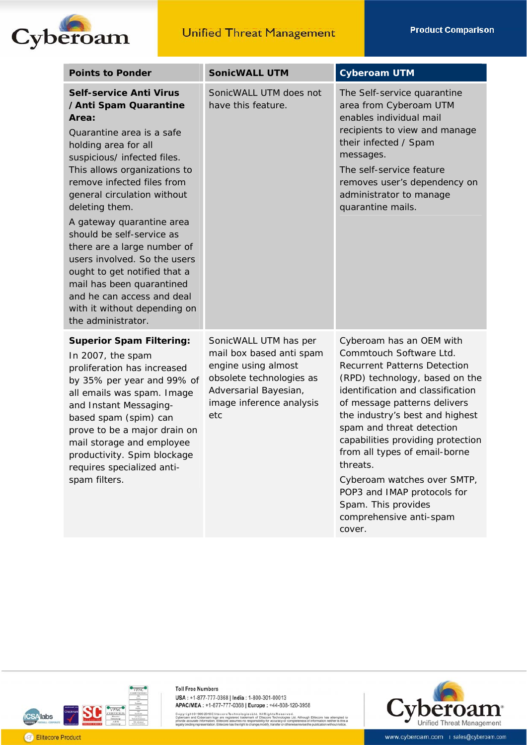| Points to Ponder | SonicWALL UTM | Cyberoam UTM |
|---|---|---|
| **Self-service Anti Virus / Anti Spam Quarantine Area:** Quarantine area is a safe holding area for all suspicious/ infected files. This allows organizations to remove infected files from general circulation without deleting them. A gateway quarantine area should be self-service as there are a large number of users involved. So the users ought to get notified that a mail has been quarantined and he can access and deal with it without depending on the administrator. | SonicWALL UTM does not have this feature. | The Self-service quarantine area from Cyberoam UTM enables individual mail recipients to view and manage their infected / Spam messages. The self-service feature removes user's dependency on administrator to manage quarantine mails. |
| **Superior Spam Filtering:** In 2007, the spam proliferation has increased by 35% per year and 99% of all emails was spam. Image and Instant Messaging-based spam (spim) can prove to be a major drain on mail storage and employee productivity. Spim blockage requires specialized anti-spam filters. | SonicWALL UTM has per mail box based anti spam engine using almost obsolete technologies as Adversarial Bayesian, image inference analysis etc | Cyberoam has an OEM with Commtouch Software Ltd. Recurrent Patterns Detection (RPD) technology, based on the identification and classification of message patterns delivers the industry's best and highest spam and threat detection capabilities providing protection from all types of email-borne threats. Cyberoam watches over SMTP, POP3 and IMAP protocols for Spam. This provides comprehensive anti-spam cover. |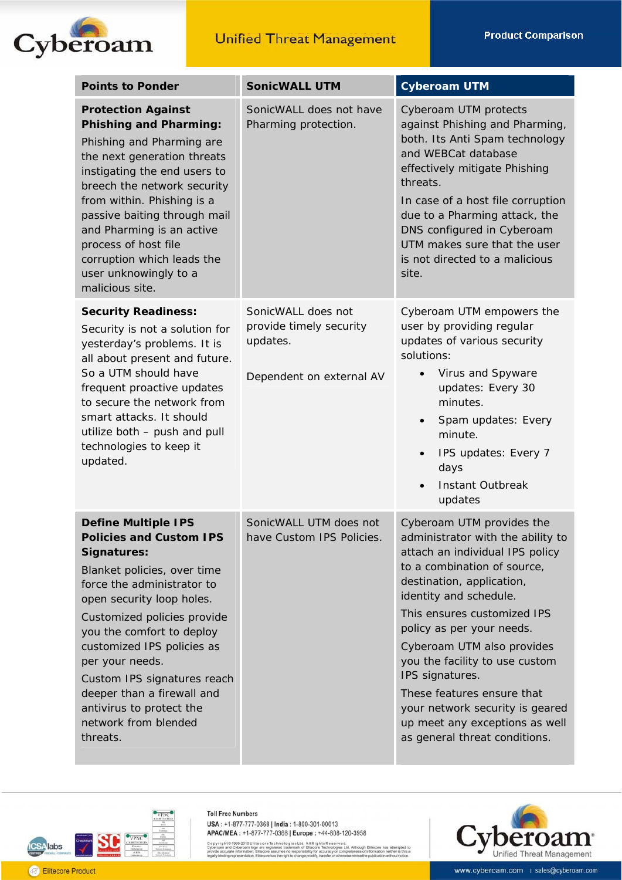| Points to Ponder | SonicWALL UTM | Cyberoam UTM |
|---|---|---|
| **Protection Against Phishing and Pharming:** Phishing and Pharming are the next generation threats instigating the end users to breech the network security from within. Phishing is a passive baiting through mail and Pharming is an active process of host file corruption which leads the user unknowingly to a malicious site. | SonicWALL does not have Pharming protection. | Cyberoam UTM protects against Phishing and Pharming, both. Its Anti Spam technology and WEBCat database effectively mitigate Phishing threats. In case of a host file corruption due to a Pharming attack, the DNS configured in Cyberoam UTM makes sure that the user is not directed to a malicious site. |
| **Security Readiness:** Security is not a solution for yesterday's problems. It is all about present and future. So a UTM should have frequent proactive updates to secure the network from smart attacks. It should utilize both – push and pull technologies to keep it updated. | SonicWALL does not provide timely security updates. Dependent on external AV | Cyberoam UTM empowers the user by providing regular updates of various security solutions: • Virus and Spyware updates: Every 30 minutes. • Spam updates: Every minute. • IPS updates: Every 7 days • Instant Outbreak updates |
| **Define Multiple IPS Policies and Custom IPS Signatures:** Blanket policies, over time force the administrator to open security loop holes. Customized policies provide you the comfort to deploy customized IPS policies as per your needs. Custom IPS signatures reach deeper than a firewall and antivirus to protect the network from blended threats. | SonicWALL UTM does not have Custom IPS Policies. | Cyberoam UTM provides the administrator with the ability to attach an individual IPS policy to a combination of source, destination, application, identity and schedule. This ensures customized IPS policy as per your needs. Cyberoam UTM also provides you the facility to use custom IPS signatures. These features ensure that your network security is geared up meet any exceptions as well as general threat conditions. |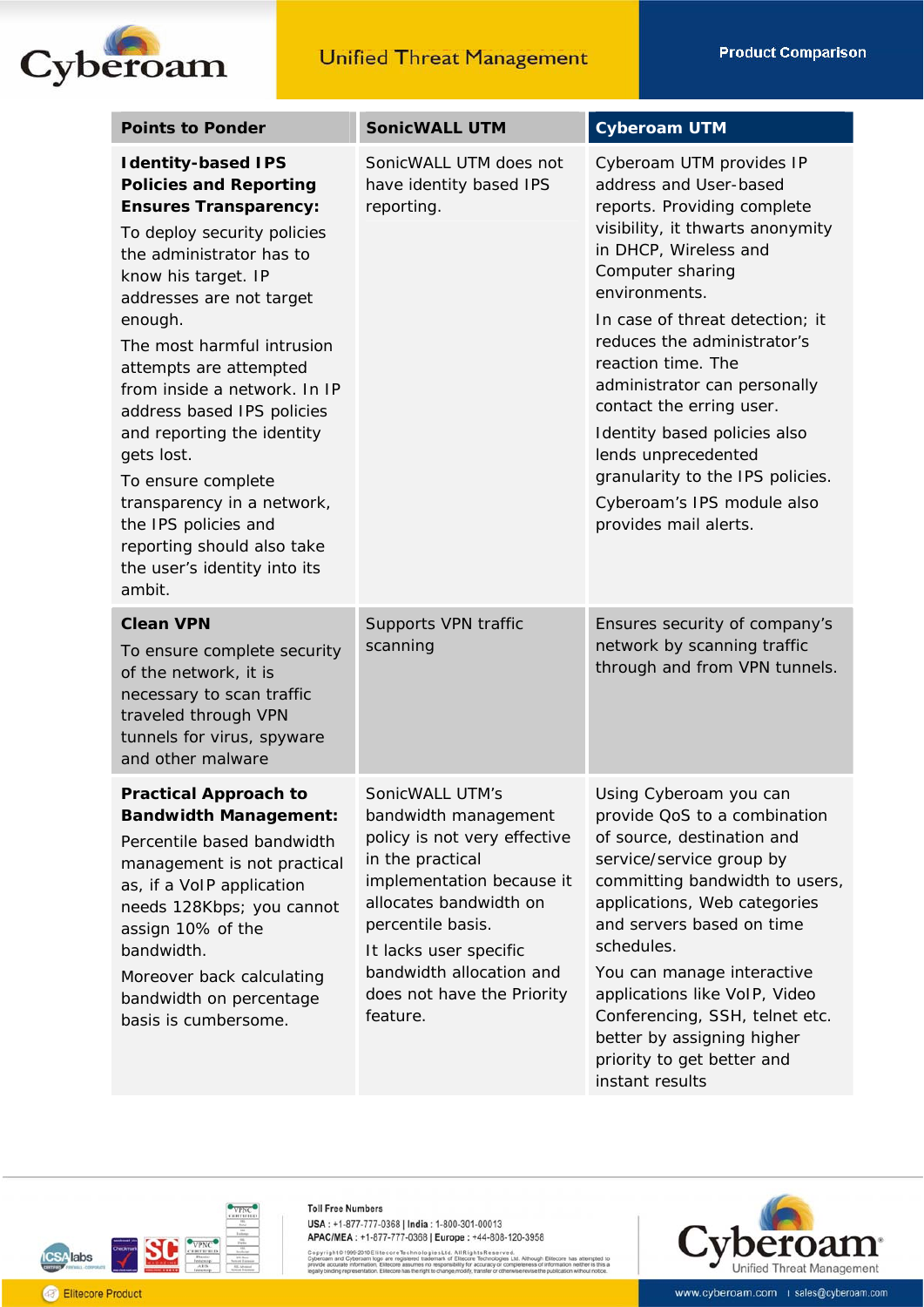| Points to Ponder | SonicWALL UTM | Cyberoam UTM |
|---|---|---|
| **Identity-based IPS Policies and Reporting Ensures Transparency:** To deploy security policies the administrator has to know his target. IP addresses are not target enough. The most harmful intrusion attempts are attempted from inside a network. In IP address based IPS policies and reporting the identity gets lost. To ensure complete transparency in a network, the IPS policies and reporting should also take the user's identity into its ambit. | SonicWALL UTM does not have identity based IPS reporting. | Cyberoam UTM provides IP address and User-based reports. Providing complete visibility, it thwarts anonymity in DHCP, Wireless and Computer sharing environments. In case of threat detection; it reduces the administrator's reaction time. The administrator can personally contact the erring user. Identity based policies also lends unprecedented granularity to the IPS policies. Cyberoam's IPS module also provides mail alerts. |
| **Clean VPN** To ensure complete security of the network, it is necessary to scan traffic traveled through VPN tunnels for virus, spyware and other malware | Supports VPN traffic scanning | Ensures security of company's network by scanning traffic through and from VPN tunnels. |
| **Practical Approach to Bandwidth Management:** Percentile based bandwidth management is not practical as, if a VoIP application needs 128Kbps; you cannot assign 10% of the bandwidth. Moreover back calculating bandwidth on percentage basis is cumbersome. | SonicWALL UTM's bandwidth management policy is not very effective in the practical implementation because it allocates bandwidth on percentile basis. It lacks user specific bandwidth allocation and does not have the Priority feature. | Using Cyberoam you can provide QoS to a combination of source, destination and service/service group by committing bandwidth to users, applications, Web categories and servers based on time schedules. You can manage interactive applications like VoIP, Video Conferencing, SSH, telnet etc. better by assigning higher priority to get better and instant results |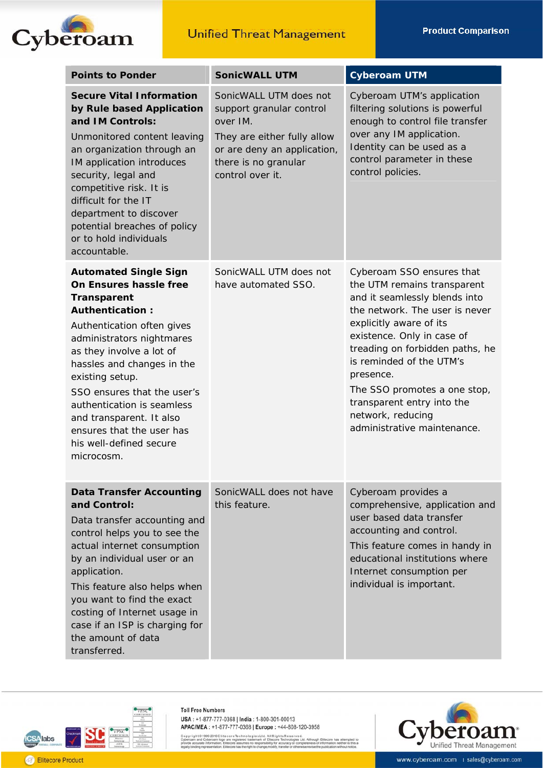| Points to Ponder | SonicWALL UTM | Cyberoam UTM |
|---|---|---|
| **Secure Vital Information by Rule based Application and IM Controls:** Unmonitored content leaving an organization through an IM application introduces security, legal and competitive risk. It is difficult for the IT department to discover potential breaches of policy or to hold individuals accountable. | SonicWALL UTM does not support granular control over IM. They are either fully allow or are deny an application, there is no granular control over it. | Cyberoam UTM's application filtering solutions is powerful enough to control file transfer over any IM application. Identity can be used as a control parameter in these control policies. |
| **Automated Single Sign On Ensures hassle free Transparent Authentication :** Authentication often gives administrators nightmares as they involve a lot of hassles and changes in the existing setup. SSO ensures that the user's authentication is seamless and transparent. It also ensures that the user has his well-defined secure microcosm. | SonicWALL UTM does not have automated SSO. | Cyberoam SSO ensures that the UTM remains transparent and it seamlessly blends into the network. The user is never explicitly aware of its existence. Only in case of treading on forbidden paths, he is reminded of the UTM's presence. The SSO promotes a one stop, transparent entry into the network, reducing administrative maintenance. |
| **Data Transfer Accounting and Control:** Data transfer accounting and control helps you to see the actual internet consumption by an individual user or an application. This feature also helps when you want to find the exact costing of Internet usage in case if an ISP is charging for the amount of data transferred. | SonicWALL does not have this feature. | Cyberoam provides a comprehensive, application and user based data transfer accounting and control. This feature comes in handy in educational institutions where Internet consumption per individual is important. |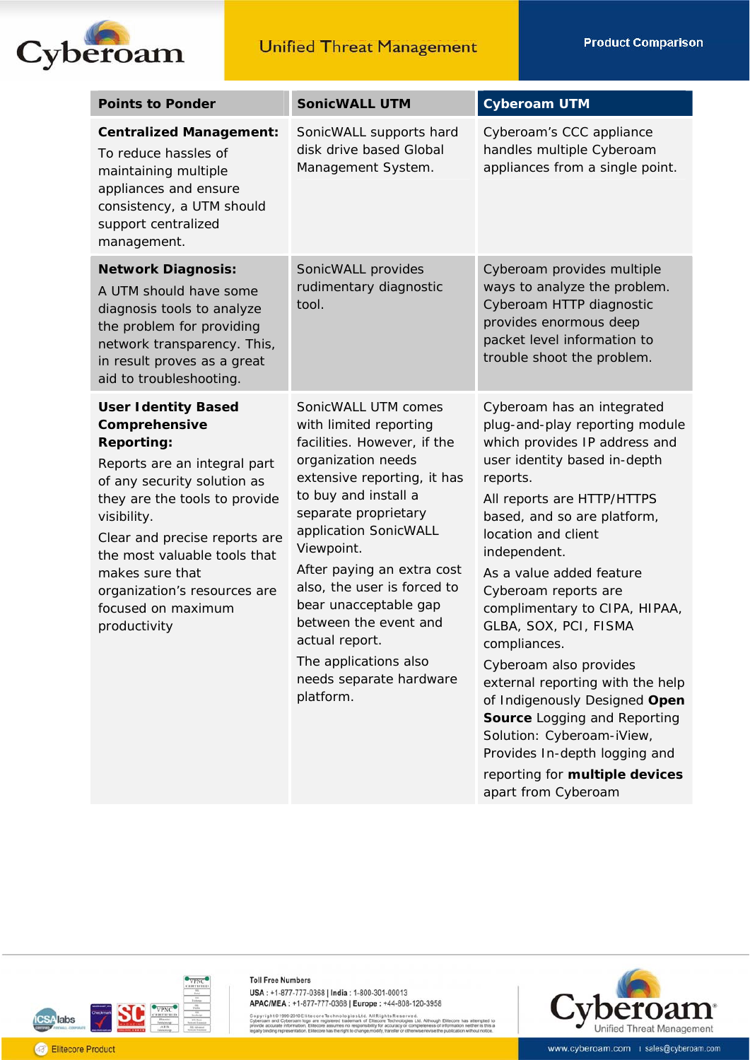| Points to Ponder | SonicWALL UTM | Cyberoam UTM |
|---|---|---|
| **Centralized Management:** To reduce hassles of maintaining multiple appliances and ensure consistency, a UTM should support centralized management. | SonicWALL supports hard disk drive based Global Management System. | Cyberoam's CCC appliance handles multiple Cyberoam appliances from a single point. |
| **Network Diagnosis:** A UTM should have some diagnosis tools to analyze the problem for providing network transparency. This, in result proves as a great aid to troubleshooting. | SonicWALL provides rudimentary diagnostic tool. | Cyberoam provides multiple ways to analyze the problem. Cyberoam HTTP diagnostic provides enormous deep packet level information to trouble shoot the problem. |
| **User Identity Based Comprehensive Reporting:** Reports are an integral part of any security solution as they are the tools to provide visibility. Clear and precise reports are the most valuable tools that makes sure that organization's resources are focused on maximum productivity | SonicWALL UTM comes with limited reporting facilities. However, if the organization needs extensive reporting, it has to buy and install a separate proprietary application SonicWALL Viewpoint. After paying an extra cost also, the user is forced to bear unacceptable gap between the event and actual report. The applications also needs separate hardware platform. | Cyberoam has an integrated plug-and-play reporting module which provides IP address and user identity based in-depth reports. All reports are HTTP/HTTPS based, and so are platform, location and client independent. As a value added feature Cyberoam reports are complimentary to CIPA, HIPAA, GLBA, SOX, PCI, FISMA compliances. Cyberoam also provides external reporting with the help of Indigenously Designed **Open Source** Logging and Reporting Solution: Cyberoam-iView, Provides In-depth logging and reporting for **multiple devices** apart from Cyberoam |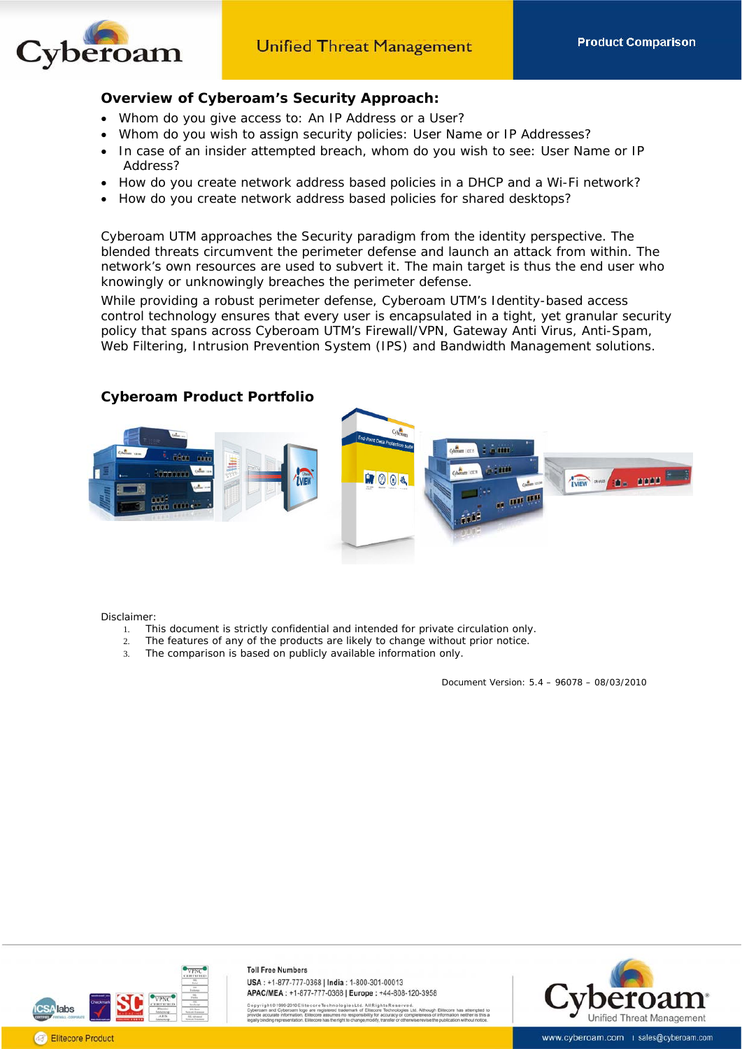## Overview of Cyberoam's Security Approach:

- Whom do you give access to: An IP Address or a User?
- Whom do you wish to assign security policies: User Name or IP Addresses?
- In case of an insider attempted breach, whom do you wish to see: User Name or IP Address?
- How do you create network address based policies in a DHCP and a Wi-Fi network?
- How do you create network address based policies for shared desktops?

Cyberoam UTM approaches the Security paradigm from the identity perspective. The blended threats circumvent the perimeter defense and launch an attack from within. The network's own resources are used to subvert it. The main target is thus the end user who knowingly or unknowingly breaches the perimeter defense.

While providing a robust perimeter defense, Cyberoam UTM's Identity-based access control technology ensures that every user is encapsulated in a tight, yet granular security policy that spans across Cyberoam UTM's Firewall/VPN, Gateway Anti Virus, Anti-Spam, Web Filtering, Intrusion Prevention System (IPS) and Bandwidth Management solutions.

## Cyberoam Product Portfolio

Disclaimer:

1. This document is strictly confidential and intended for private circulation only.
2. The features of any of the products are likely to change without prior notice.
3. The comparison is based on publicly available information only.

Document Version: 5.4 – 96078 – 08/03/2010

Toll Free Numbers

USA : +1-877-777-0368 | India : 1-800-301-00013

APAC/MEA : +1-877-777-0368 | Europe : +44-808-120-3958

Copyright © 1999-2010 Elitecore Technologies Ltd. All Rights Reserved. Cyberoam and Cyberoam logo are registered trademark of Elitecore Technologies Ltd. Although Elitecore has attempted to provide accurate information, Elitecore assumes no responsibility for accuracy or completeness of information neither is this a legally binding representation. Elitecore has the right to change, modify, transfer or otherwise revise the publication without notice.

Elitecore Product

www.cyberoam.com | sales@cyberoam.com